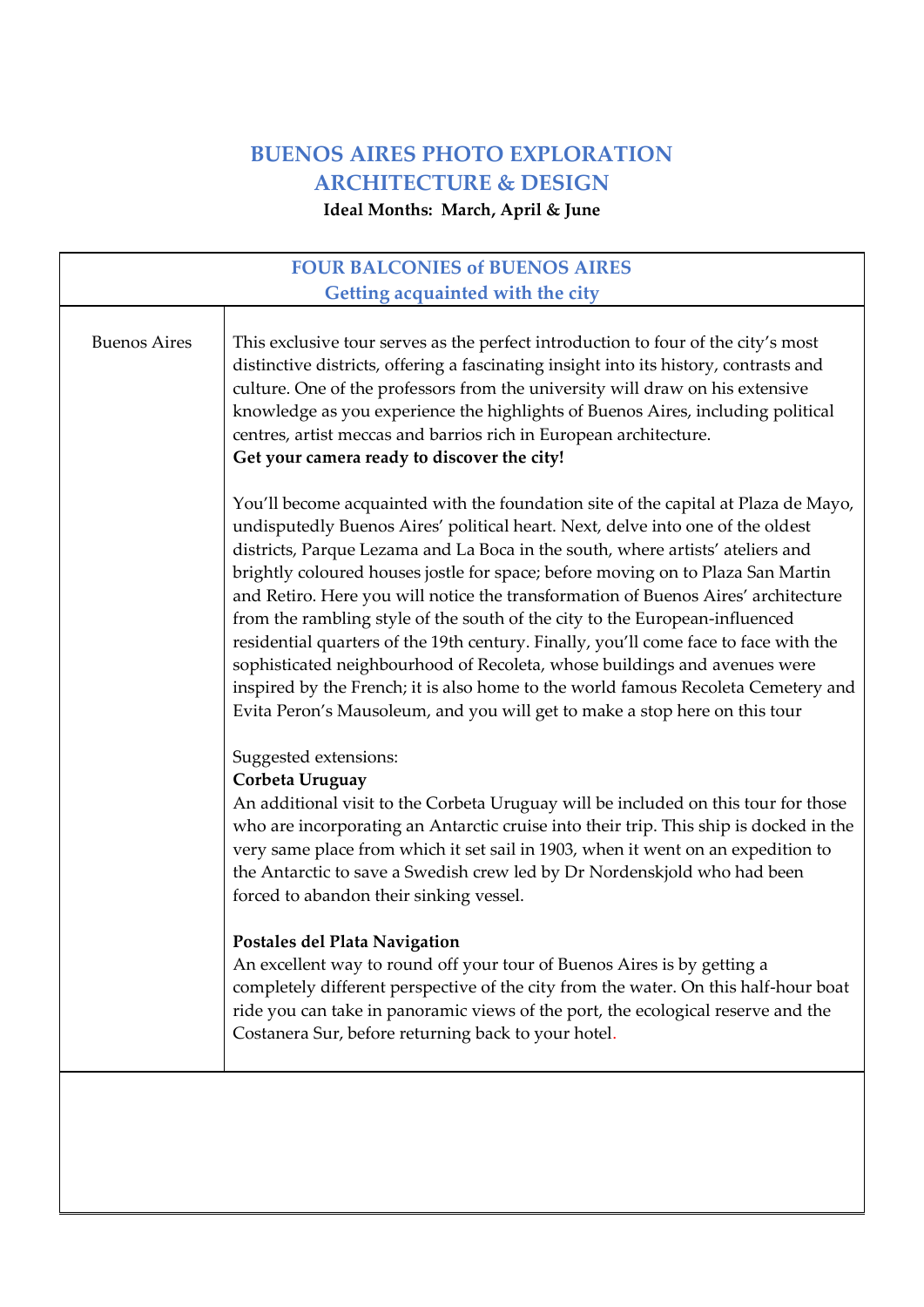# BUENOS AIRES PHOTO EXPLORATION
# ARCHITECTURE & DESIGN

**Ideal Months: March, April & June**

## FOUR BALCONIES of BUENOS AIRES
## Getting acquainted with the city

**Buenos Aires**

This exclusive tour serves as the perfect introduction to four of the city's most distinctive districts, offering a fascinating insight into its history, contrasts and culture. One of the professors from the university will draw on his extensive knowledge as you experience the highlights of Buenos Aires, including political centres, artist meccas and barrios rich in European architecture.
**Get your camera ready to discover the city!**

You'll become acquainted with the foundation site of the capital at Plaza de Mayo, undisputedly Buenos Aires' political heart. Next, delve into one of the oldest districts, Parque Lezama and La Boca in the south, where artists' ateliers and brightly coloured houses jostle for space; before moving on to Plaza San Martin and Retiro. Here you will notice the transformation of Buenos Aires' architecture from the rambling style of the south of the city to the European-influenced residential quarters of the 19th century. Finally, you'll come face to face with the sophisticated neighbourhood of Recoleta, whose buildings and avenues were inspired by the French; it is also home to the world famous Recoleta Cemetery and Evita Peron's Mausoleum, and you will get to make a stop here on this tour

Suggested extensions:

**Corbeta Uruguay**
An additional visit to the Corbeta Uruguay will be included on this tour for those who are incorporating an Antarctic cruise into their trip. This ship is docked in the very same place from which it set sail in 1903, when it went on an expedition to the Antarctic to save a Swedish crew led by Dr Nordenskjold who had been forced to abandon their sinking vessel.

**Postales del Plata Navigation**
An excellent way to round off your tour of Buenos Aires is by getting a completely different perspective of the city from the water. On this half-hour boat ride you can take in panoramic views of the port, the ecological reserve and the Costanera Sur, before returning back to your hotel.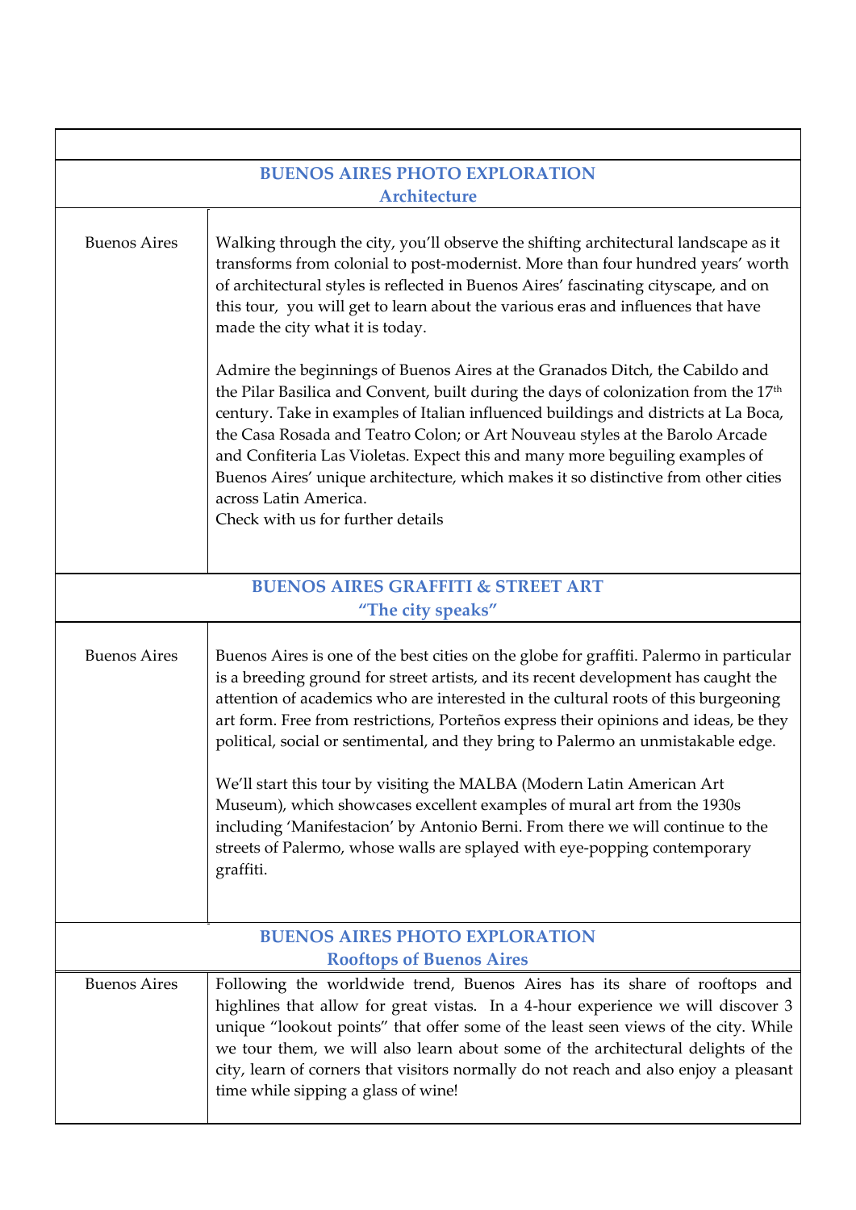| | |
|---|---|
| **BUENOS AIRES PHOTO EXPLORATION**<br>**Architecture** | |
| Buenos Aires | Walking through the city, you'll observe the shifting architectural landscape as it transforms from colonial to post-modernist. More than four hundred years' worth of architectural styles is reflected in Buenos Aires' fascinating cityscape, and on this tour,  you will get to learn about the various eras and influences that have made the city what it is today.<br><br>Admire the beginnings of Buenos Aires at the Granados Ditch, the Cabildo and the Pilar Basilica and Convent, built during the days of colonization from the 17th century. Take in examples of Italian influenced buildings and districts at La Boca, the Casa Rosada and Teatro Colon; or Art Nouveau styles at the Barolo Arcade and Confiteria Las Violetas. Expect this and many more beguiling examples of Buenos Aires' unique architecture, which makes it so distinctive from other cities across Latin America.<br>Check with us for further details |
| **BUENOS AIRES GRAFFITI & STREET ART**<br>**"The city speaks"** | |
| Buenos Aires | Buenos Aires is one of the best cities on the globe for graffiti. Palermo in particular is a breeding ground for street artists, and its recent development has caught the attention of academics who are interested in the cultural roots of this burgeoning art form. Free from restrictions, Porteños express their opinions and ideas, be they political, social or sentimental, and they bring to Palermo an unmistakable edge.<br><br>We'll start this tour by visiting the MALBA (Modern Latin American Art Museum), which showcases excellent examples of mural art from the 1930s including 'Manifestacion' by Antonio Berni. From there we will continue to the streets of Palermo, whose walls are splayed with eye-popping contemporary graffiti. |
| **BUENOS AIRES PHOTO EXPLORATION**<br>**Rooftops of Buenos Aires** | |
| Buenos Aires | Following the worldwide trend, Buenos Aires has its share of rooftops and highlines that allow for great vistas.  In a 4-hour experience we will discover 3 unique "lookout points" that offer some of the least seen views of the city. While we tour them, we will also learn about some of the architectural delights of the city, learn of corners that visitors normally do not reach and also enjoy a pleasant time while sipping a glass of wine! |